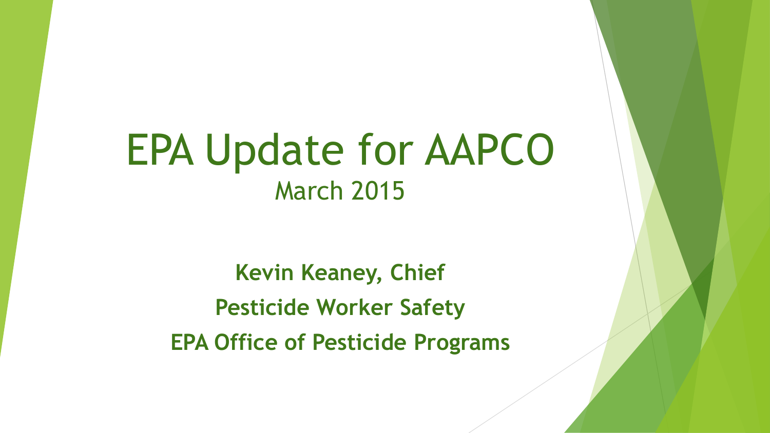# EPA Update for AAPCO

March 2015

**Kevin Keaney, Chief**

**Pesticide Worker Safety**

**EPA Office of Pesticide Programs**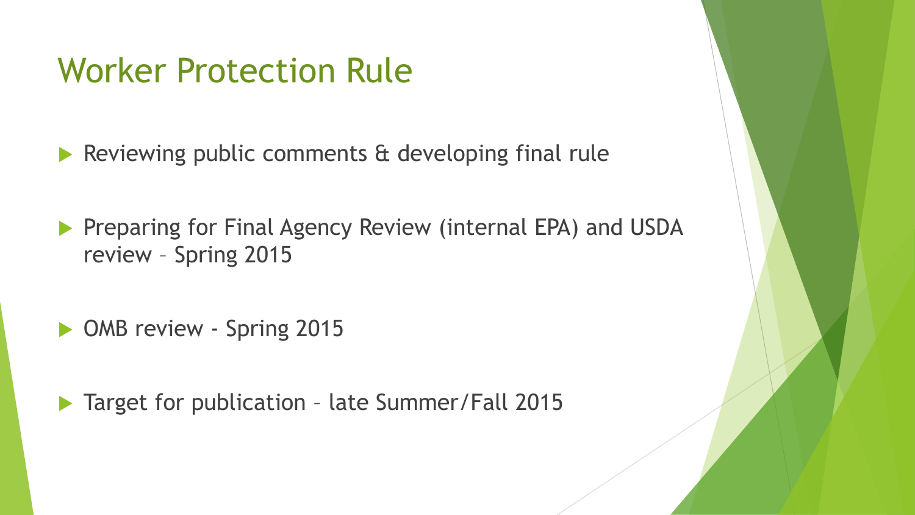# Worker Protection Rule

- Reviewing public comments & developing final rule
- Preparing for Final Agency Review (internal EPA) and USDA review – Spring 2015
- OMB review - Spring 2015
- Target for publication – late Summer/Fall 2015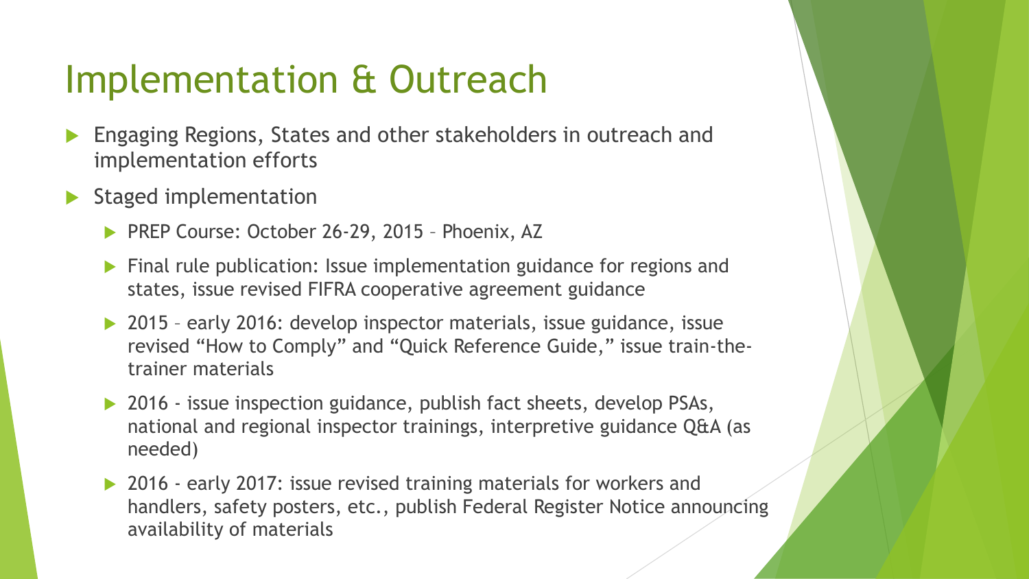# Implementation & Outreach

- Engaging Regions, States and other stakeholders in outreach and implementation efforts
- Staged implementation
  - PREP Course: October 26-29, 2015 – Phoenix, AZ
  - Final rule publication: Issue implementation guidance for regions and states, issue revised FIFRA cooperative agreement guidance
  - 2015 – early 2016: develop inspector materials, issue guidance, issue revised "How to Comply" and "Quick Reference Guide," issue train-the-trainer materials
  - 2016 - issue inspection guidance, publish fact sheets, develop PSAs, national and regional inspector trainings, interpretive guidance Q&A (as needed)
  - 2016 - early 2017: issue revised training materials for workers and handlers, safety posters, etc., publish Federal Register Notice announcing availability of materials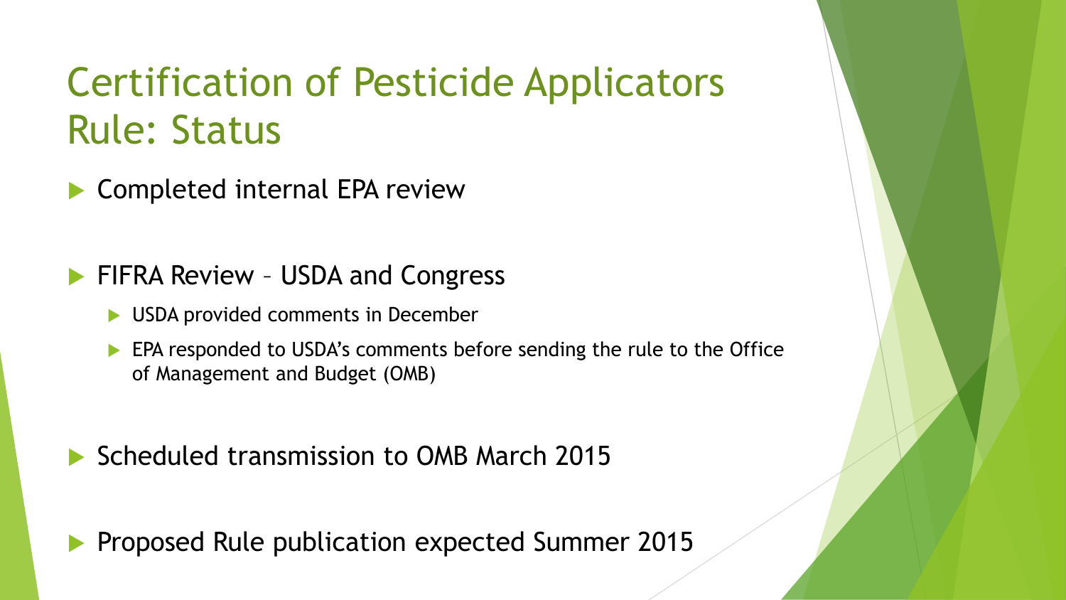# Certification of Pesticide Applicators Rule: Status

- Completed internal EPA review
- FIFRA Review – USDA and Congress
  - USDA provided comments in December
  - EPA responded to USDA's comments before sending the rule to the Office of Management and Budget (OMB)
- Scheduled transmission to OMB March 2015
- Proposed Rule publication expected Summer 2015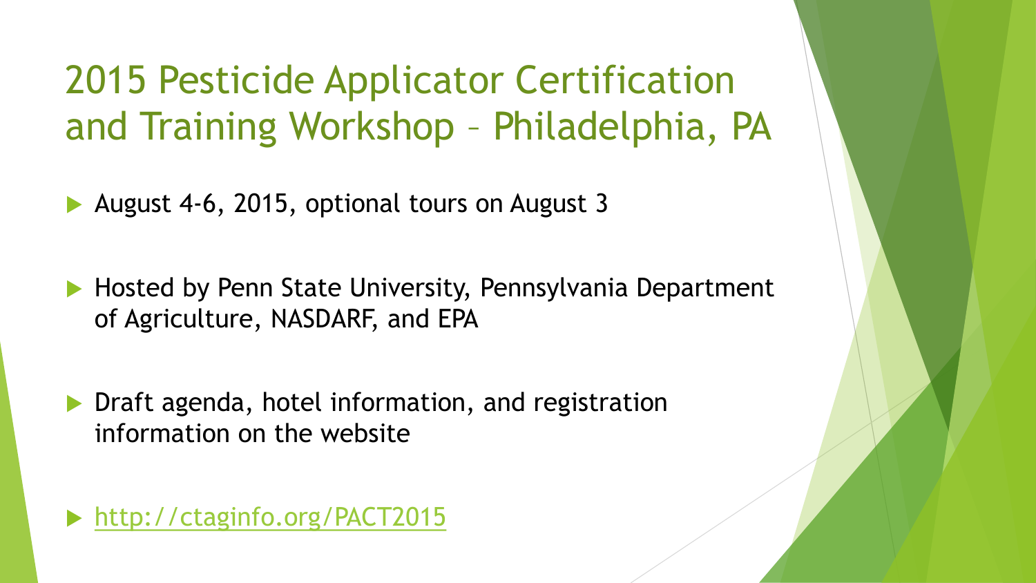# 2015 Pesticide Applicator Certification and Training Workshop – Philadelphia, PA

- August 4-6, 2015, optional tours on August 3
- Hosted by Penn State University, Pennsylvania Department of Agriculture, NASDARF, and EPA
- Draft agenda, hotel information, and registration information on the website
- http://ctaginfo.org/PACT2015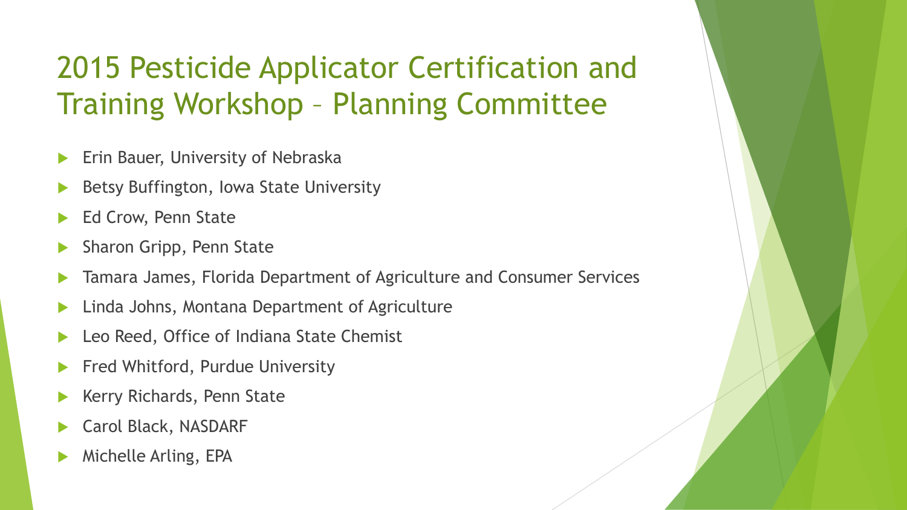# 2015 Pesticide Applicator Certification and Training Workshop – Planning Committee

- Erin Bauer, University of Nebraska
- Betsy Buffington, Iowa State University
- Ed Crow, Penn State
- Sharon Gripp, Penn State
- Tamara James, Florida Department of Agriculture and Consumer Services
- Linda Johns, Montana Department of Agriculture
- Leo Reed, Office of Indiana State Chemist
- Fred Whitford, Purdue University
- Kerry Richards, Penn State
- Carol Black, NASDARF
- Michelle Arling, EPA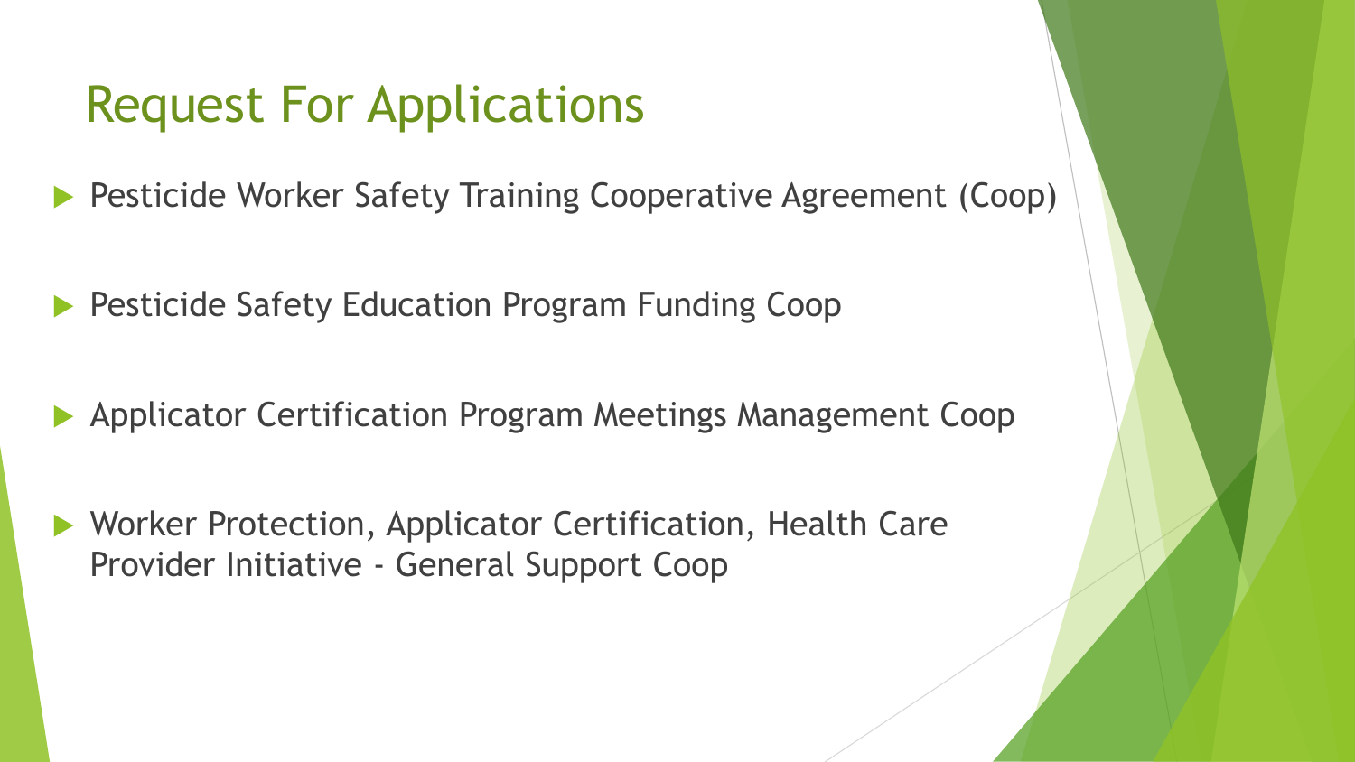# Request For Applications

- Pesticide Worker Safety Training Cooperative Agreement (Coop)
- Pesticide Safety Education Program Funding Coop
- Applicator Certification Program Meetings Management Coop
- Worker Protection, Applicator Certification, Health Care Provider Initiative - General Support Coop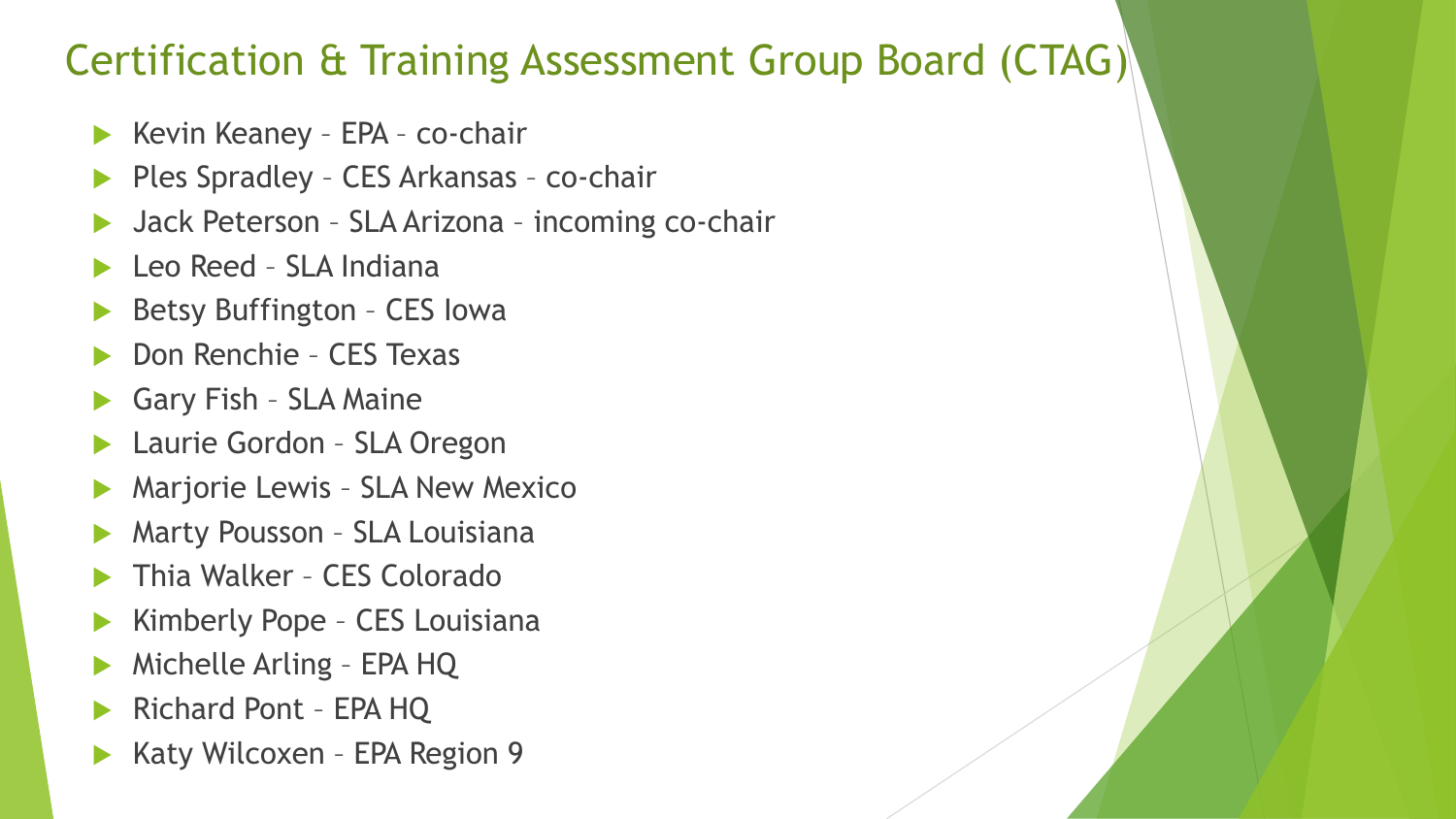# Certification & Training Assessment Group Board (CTAG)

- Kevin Keaney – EPA – co-chair
- Ples Spradley – CES Arkansas – co-chair
- Jack Peterson – SLA Arizona – incoming co-chair
- Leo Reed – SLA Indiana
- Betsy Buffington – CES Iowa
- Don Renchie – CES Texas
- Gary Fish – SLA Maine
- Laurie Gordon – SLA Oregon
- Marjorie Lewis – SLA New Mexico
- Marty Pousson – SLA Louisiana
- Thia Walker – CES Colorado
- Kimberly Pope – CES Louisiana
- Michelle Arling – EPA HQ
- Richard Pont – EPA HQ
- Katy Wilcoxen – EPA Region 9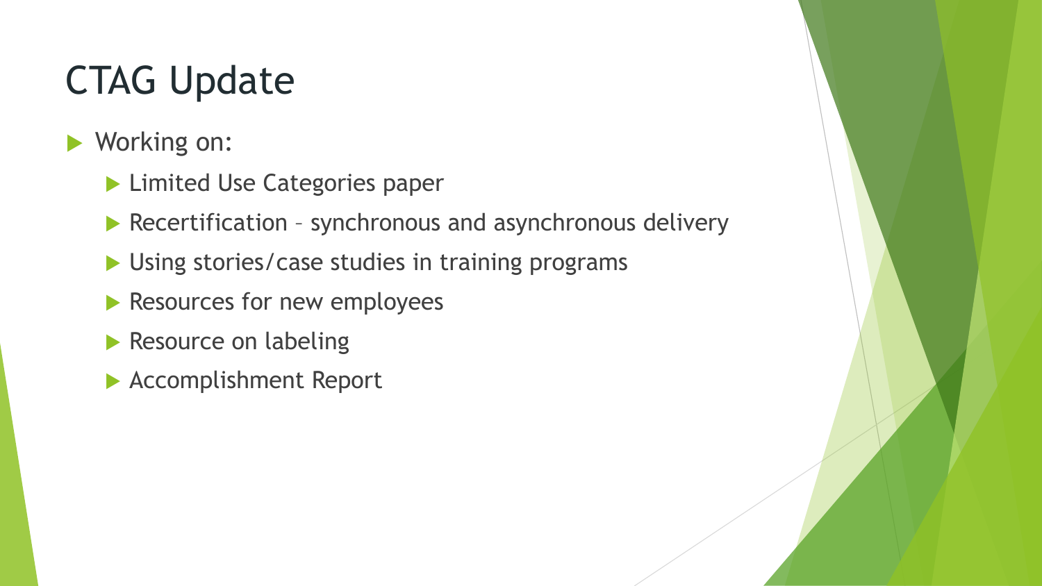# CTAG Update

- Working on:
  - Limited Use Categories paper
  - Recertification – synchronous and asynchronous delivery
  - Using stories/case studies in training programs
  - Resources for new employees
  - Resource on labeling
  - Accomplishment Report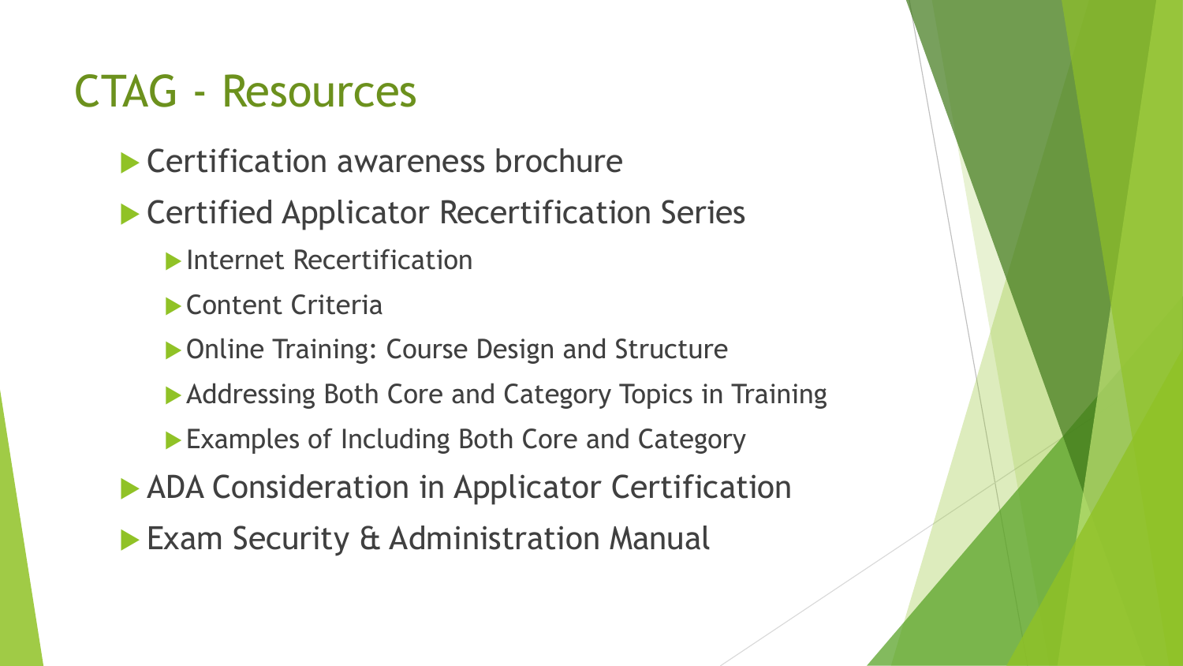# CTAG - Resources

- Certification awareness brochure
- Certified Applicator Recertification Series
  - Internet Recertification
  - Content Criteria
  - Online Training: Course Design and Structure
  - Addressing Both Core and Category Topics in Training
  - Examples of Including Both Core and Category
- ADA Consideration in Applicator Certification
- Exam Security & Administration Manual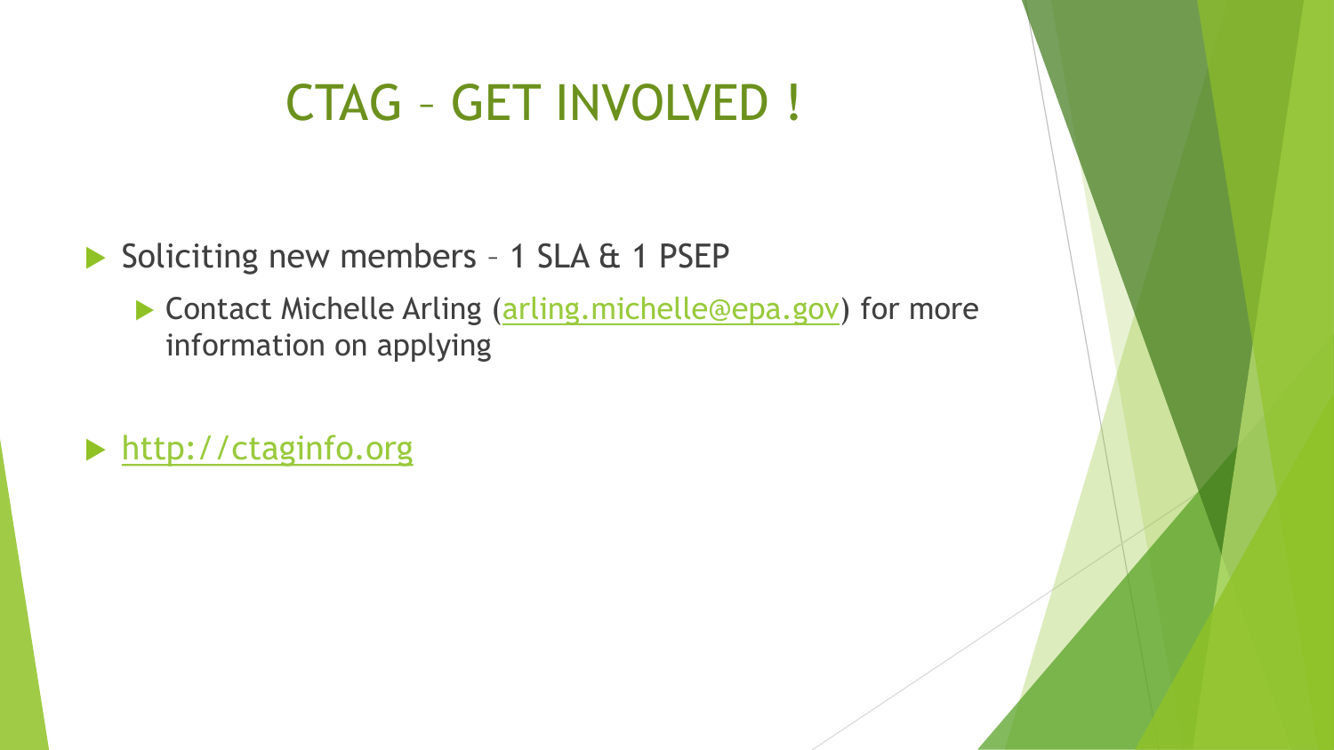# CTAG – GET INVOLVED !

- Soliciting new members – 1 SLA & 1 PSEP
  - Contact Michelle Arling (arling.michelle@epa.gov) for more information on applying

- http://ctaginfo.org